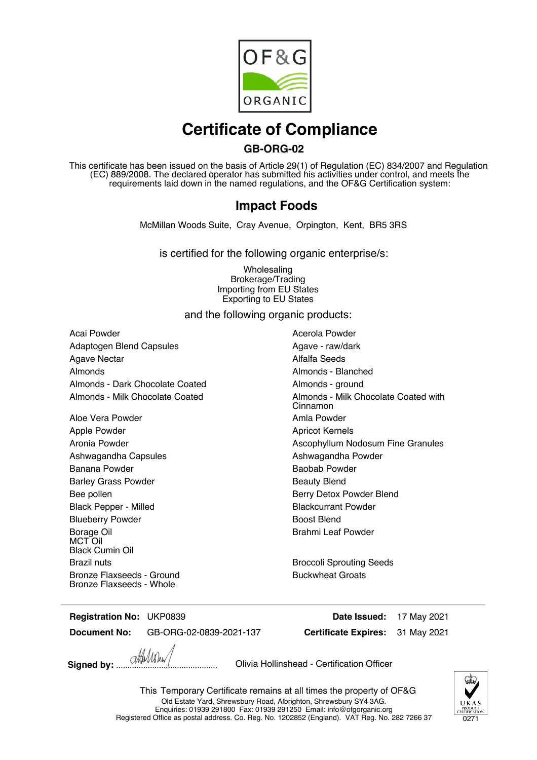OF&G

ORGANIC

# Certificate of Compliance

## GB-ORG-02

This certificate has been issued on the basis of Article 29(1) of Regulation (EC) 834/2007 and Regulation (EC) 889/2008. The declared operator has submitted his activities under control, and meets the requirements laid down in the named regulations, and the OF&G Certification system:

## Impact Foods

McMillan Woods Suite, Cray Avenue, Orpington, Kent, BR5 3RS

is certified for the following organic enterprise/s:

Wholesaling
Brokerage/Trading
Importing from EU States
Exporting to EU States

and the following organic products:

Acai Powder
Acerola Powder
Adaptogen Blend Capsules
Agave - raw/dark
Agave Nectar
Alfalfa Seeds
Almonds
Almonds - Blanched
Almonds - Dark Chocolate Coated
Almonds - ground
Almonds - Milk Chocolate Coated
Almonds - Milk Chocolate Coated with Cinnamon
Aloe Vera Powder
Amla Powder
Apple Powder
Apricot Kernels
Aronia Powder
Ascophyllum Nodosum Fine Granules
Ashwagandha Capsules
Ashwagandha Powder
Banana Powder
Baobab Powder
Barley Grass Powder
Beauty Blend
Bee pollen
Berry Detox Powder Blend
Black Pepper - Milled
Blackcurrant Powder
Blueberry Powder
Boost Blend
Borage Oil
MCT Oil
Black Cumin Oil
Brahmi Leaf Powder
Brazil nuts
Broccoli Sprouting Seeds
Bronze Flaxseeds - Ground
Bronze Flaxseeds - Whole
Buckwheat Groats

**Registration No:** UKP0839
**Date Issued:** 17 May 2021
**Document No:** GB-ORG-02-0839-2021-137
**Certificate Expires:** 31 May 2021

**Signed by:** ........................................ Olivia Hollinshead - Certification Officer

This Temporary Certificate remains at all times the property of OF&G
Old Estate Yard, Shrewsbury Road, Albrighton, Shrewsbury SY4 3AG.
Enquiries: 01939 291800 Fax: 01939 291250 Email: info@ofgorganic.org
Registered Office as postal address. Co. Reg. No. 1202852 (England). VAT Reg. No. 282 7266 37

UKAS PRODUCT CERTIFICATION 0271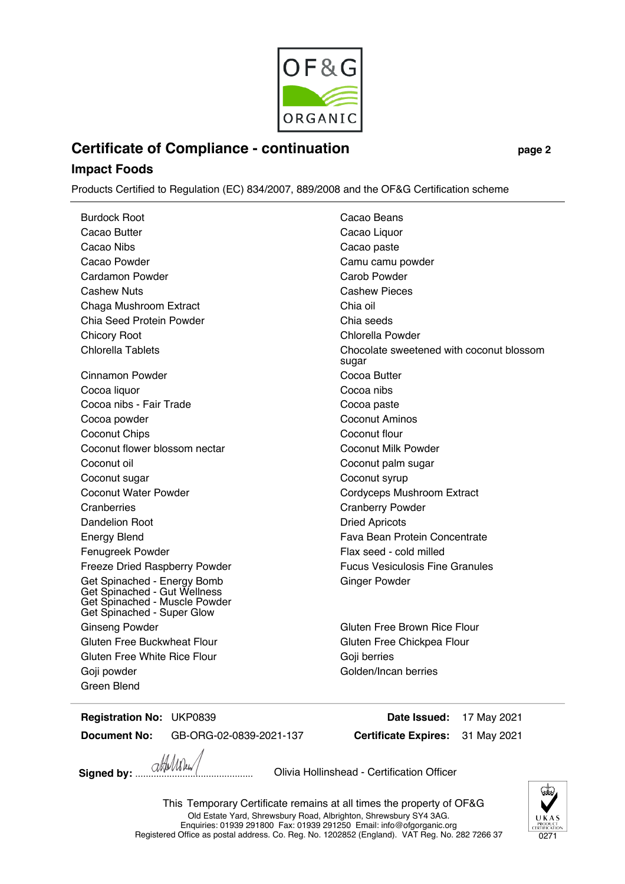OF&G ORGANIC

## Certificate of Compliance - continuation

### Impact Foods

Products Certified to Regulation (EC) 834/2007, 889/2008 and the OF&G Certification scheme

- Burdock Root
- Cacao Beans
- Cacao Butter
- Cacao Liquor
- Cacao Nibs
- Cacao paste
- Cacao Powder
- Camu camu powder
- Cardamon Powder
- Carob Powder
- Cashew Nuts
- Cashew Pieces
- Chaga Mushroom Extract
- Chia oil
- Chia Seed Protein Powder
- Chia seeds
- Chicory Root
- Chlorella Powder
- Chlorella Tablets
- Chocolate sweetened with coconut blossom sugar
- Cinnamon Powder
- Cocoa Butter
- Cocoa liquor
- Cocoa nibs
- Cocoa nibs - Fair Trade
- Cocoa paste
- Cocoa powder
- Coconut Aminos
- Coconut Chips
- Coconut flour
- Coconut flower blossom nectar
- Coconut Milk Powder
- Coconut oil
- Coconut palm sugar
- Coconut sugar
- Coconut syrup
- Coconut Water Powder
- Cordyceps Mushroom Extract
- Cranberries
- Cranberry Powder
- Dandelion Root
- Dried Apricots
- Energy Blend
- Fava Bean Protein Concentrate
- Fenugreek Powder
- Flax seed - cold milled
- Freeze Dried Raspberry Powder
- Fucus Vesiculosis Fine Granules
- Get Spinached - Energy Bomb
  Get Spinached - Gut Wellness
  Get Spinached - Muscle Powder
  Get Spinached - Super Glow
- Ginger Powder
- Ginseng Powder
- Gluten Free Brown Rice Flour
- Gluten Free Buckwheat Flour
- Gluten Free Chickpea Flour
- Gluten Free White Rice Flour
- Goji berries
- Goji powder
- Golden/Incan berries
- Green Blend

**Registration No:** UKP0839 **Date Issued:** 17 May 2021

**Document No:** GB-ORG-02-0839-2021-137 **Certificate Expires:** 31 May 2021

**Signed by:** ........................................ Olivia Hollinshead - Certification Officer

This Temporary Certificate remains at all times the property of OF&G
Old Estate Yard, Shrewsbury Road, Albrighton, Shrewsbury SY4 3AG.
Enquiries: 01939 291800 Fax: 01939 291250 Email: info@ofgorganic.org
Registered Office as postal address. Co. Reg. No. 1202852 (England). VAT Reg. No. 282 7266 37

UKAS PRODUCT CERTIFICATION 0271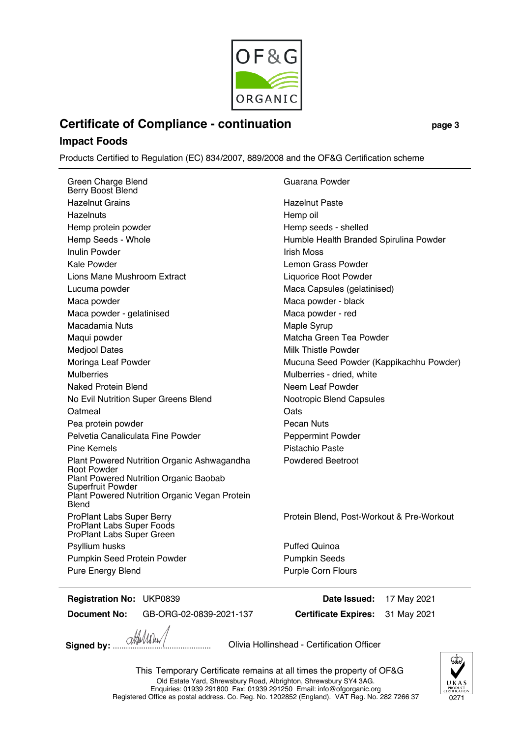OF&G ORGANIC

# Certificate of Compliance - continuation

## Impact Foods

Products Certified to Regulation (EC) 834/2007, 889/2008 and the OF&G Certification scheme

| | |
|---|---|
| Green Charge Blend<br>Berry Boost Blend | Guarana Powder |
| Hazelnut Grains | Hazelnut Paste |
| Hazelnuts | Hemp oil |
| Hemp protein powder | Hemp seeds - shelled |
| Hemp Seeds - Whole | Humble Health Branded Spirulina Powder |
| Inulin Powder | Irish Moss |
| Kale Powder | Lemon Grass Powder |
| Lions Mane Mushroom Extract | Liquorice Root Powder |
| Lucuma powder | Maca Capsules (gelatinised) |
| Maca powder | Maca powder - black |
| Maca powder - gelatinised | Maca powder - red |
| Macadamia Nuts | Maple Syrup |
| Maqui powder | Matcha Green Tea Powder |
| Medjool Dates | Milk Thistle Powder |
| Moringa Leaf Powder | Mucuna Seed Powder (Kappikachhu Powder) |
| Mulberries | Mulberries - dried, white |
| Naked Protein Blend | Neem Leaf Powder |
| No Evil Nutrition Super Greens Blend | Nootropic Blend Capsules |
| Oatmeal | Oats |
| Pea protein powder | Pecan Nuts |
| Pelvetia Canaliculata Fine Powder | Peppermint Powder |
| Pine Kernels | Pistachio Paste |
| Plant Powered Nutrition Organic Ashwagandha Root Powder<br>Plant Powered Nutrition Organic Baobab Superfruit Powder<br>Plant Powered Nutrition Organic Vegan Protein Blend | Powdered Beetroot |
| ProPlant Labs Super Berry<br>ProPlant Labs Super Foods<br>ProPlant Labs Super Green | Protein Blend, Post-Workout & Pre-Workout |
| Psyllium husks | Puffed Quinoa |
| Pumpkin Seed Protein Powder | Pumpkin Seeds |
| Pure Energy Blend | Purple Corn Flours |

**Registration No:** UKP0839 **Date Issued:** 17 May 2021

**Document No:** GB-ORG-02-0839-2021-137 **Certificate Expires:** 31 May 2021

**Signed by:** ........................................ Olivia Hollinshead - Certification Officer

This Temporary Certificate remains at all times the property of OF&G
Old Estate Yard, Shrewsbury Road, Albrighton, Shrewsbury SY4 3AG.
Enquiries: 01939 291800 Fax: 01939 291250 Email: info@ofgorganic.org
Registered Office as postal address. Co. Reg. No. 1202852 (England). VAT Reg. No. 282 7266 37

UKAS PRODUCT CERTIFICATION 0271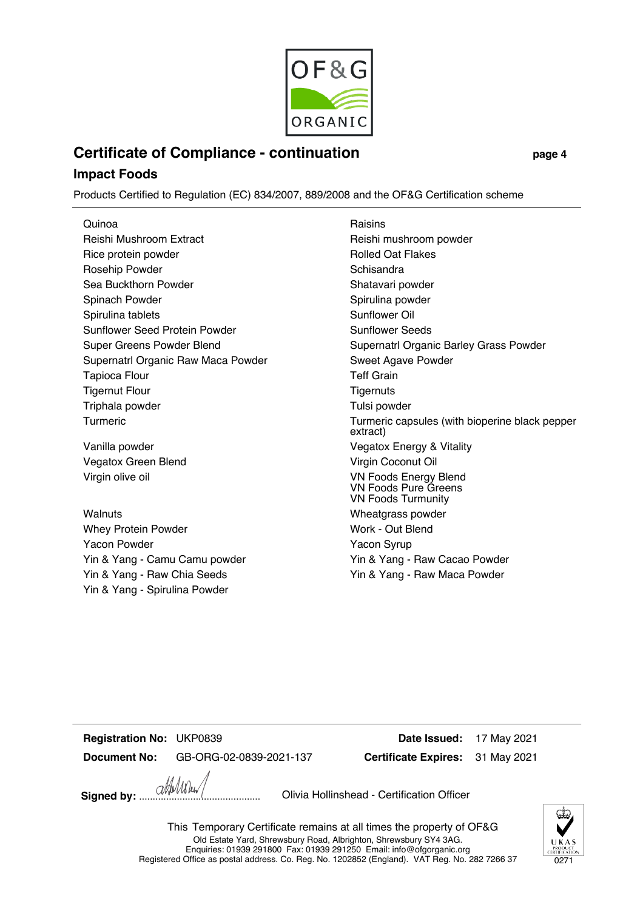OF&G ORGANIC

## Certificate of Compliance - continuation

### Impact Foods

Products Certified to Regulation (EC) 834/2007, 889/2008 and the OF&G Certification scheme

- Quinoa
- Raisins
- Reishi Mushroom Extract
- Reishi mushroom powder
- Rice protein powder
- Rolled Oat Flakes
- Rosehip Powder
- Schisandra
- Sea Buckthorn Powder
- Shatavari powder
- Spinach Powder
- Spirulina powder
- Spirulina tablets
- Sunflower Oil
- Sunflower Seed Protein Powder
- Sunflower Seeds
- Super Greens Powder Blend
- Supernatrl Organic Barley Grass Powder
- Supernatrl Organic Raw Maca Powder
- Sweet Agave Powder
- Tapioca Flour
- Teff Grain
- Tigernut Flour
- Tigernuts
- Triphala powder
- Tulsi powder
- Turmeric
- Turmeric capsules (with bioperine black pepper extract)
- Vanilla powder
- Vegatox Energy & Vitality
- Vegatox Green Blend
- Virgin Coconut Oil
- Virgin olive oil
- VN Foods Energy Blend
- VN Foods Pure Greens
- VN Foods Turmunity
- Walnuts
- Wheatgrass powder
- Whey Protein Powder
- Work - Out Blend
- Yacon Powder
- Yacon Syrup
- Yin & Yang - Camu Camu powder
- Yin & Yang - Raw Cacao Powder
- Yin & Yang - Raw Chia Seeds
- Yin & Yang - Raw Maca Powder
- Yin & Yang - Spirulina Powder

**Registration No:** UKP0839 **Date Issued:** 17 May 2021

**Document No:** GB-ORG-02-0839-2021-137 **Certificate Expires:** 31 May 2021

**Signed by:** ........................................ Olivia Hollinshead - Certification Officer

This Temporary Certificate remains at all times the property of OF&G

Old Estate Yard, Shrewsbury Road, Albrighton, Shrewsbury SY4 3AG.
Enquiries: 01939 291800 Fax: 01939 291250 Email: info@ofgorganic.org
Registered Office as postal address. Co. Reg. No. 1202852 (England). VAT Reg. No. 282 7266 37

UKAS PRODUCT CERTIFICATION 0271